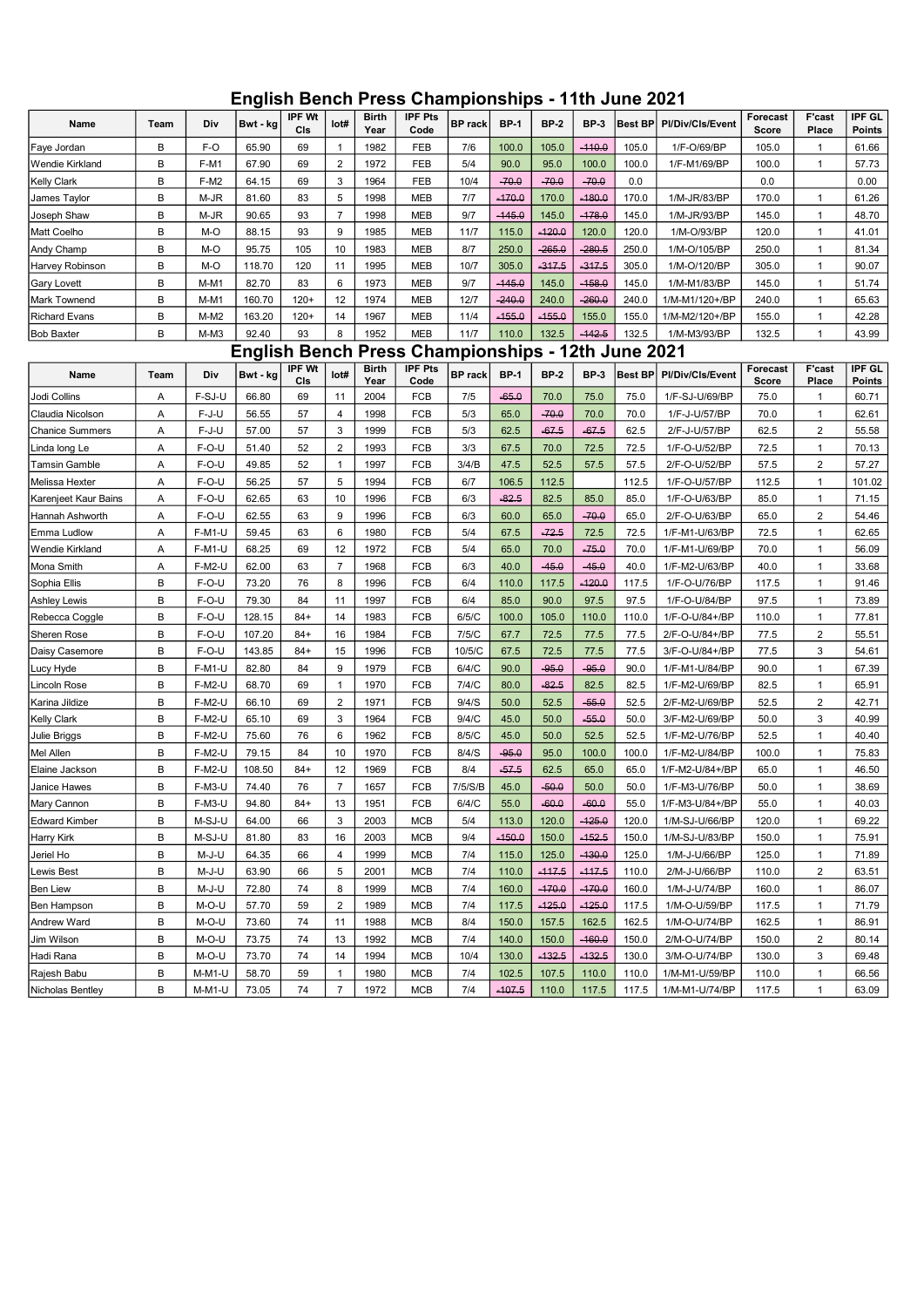# English Bench Press Championships - 11th June 2021

| Name | Team | Div | Bwt - kg | IPF Wt Cls | lot# | Birth Year | IPF Pts Code | BP rack | BP-1 | BP-2 | BP-3 | Best BP | Pl/Div/Cls/Event | Forecast Score | F'cast Place | IPF GL Points |
|---|---|---|---|---|---|---|---|---|---|---|---|---|---|---|---|---|
| Faye Jordan | B | F-O | 65.90 | 69 | 1 | 1982 | FEB | 7/6 | 100.0 | 105.0 | ~~110.0~~ | 105.0 | 1/F-O/69/BP | 105.0 | 1 | 61.66 |
| Wendie Kirkland | B | F-M1 | 67.90 | 69 | 2 | 1972 | FEB | 5/4 | 90.0 | 95.0 | 100.0 | 100.0 | 1/F-M1/69/BP | 100.0 | 1 | 57.73 |
| Kelly Clark | B | F-M2 | 64.15 | 69 | 3 | 1964 | FEB | 10/4 | ~~70.0~~ | ~~70.0~~ | ~~70.0~~ | 0.0 | | 0.0 | | 0.00 |
| James Taylor | B | M-JR | 81.60 | 83 | 5 | 1998 | MEB | 7/7 | ~~170.0~~ | 170.0 | ~~180.0~~ | 170.0 | 1/M-JR/83/BP | 170.0 | 1 | 61.26 |
| Joseph Shaw | B | M-JR | 90.65 | 93 | 7 | 1998 | MEB | 9/7 | ~~145.0~~ | 145.0 | ~~178.0~~ | 145.0 | 1/M-JR/93/BP | 145.0 | 1 | 48.70 |
| Matt Coelho | B | M-O | 88.15 | 93 | 9 | 1985 | MEB | 11/7 | 115.0 | ~~120.0~~ | 120.0 | 120.0 | 1/M-O/93/BP | 120.0 | 1 | 41.01 |
| Andy Champ | B | M-O | 95.75 | 105 | 10 | 1983 | MEB | 8/7 | 250.0 | ~~265.0~~ | ~~280.5~~ | 250.0 | 1/M-O/105/BP | 250.0 | 1 | 81.34 |
| Harvey Robinson | B | M-O | 118.70 | 120 | 11 | 1995 | MEB | 10/7 | 305.0 | ~~317.5~~ | ~~317.5~~ | 305.0 | 1/M-O/120/BP | 305.0 | 1 | 90.07 |
| Gary Lovett | B | M-M1 | 82.70 | 83 | 6 | 1973 | MEB | 9/7 | ~~145.0~~ | 145.0 | ~~158.0~~ | 145.0 | 1/M-M1/83/BP | 145.0 | 1 | 51.74 |
| Mark Townend | B | M-M1 | 160.70 | 120+ | 12 | 1974 | MEB | 12/7 | ~~240.0~~ | 240.0 | ~~260.0~~ | 240.0 | 1/M-M1/120+/BP | 240.0 | 1 | 65.63 |
| Richard Evans | B | M-M2 | 163.20 | 120+ | 14 | 1967 | MEB | 11/4 | ~~155.0~~ | ~~155.0~~ | 155.0 | 155.0 | 1/M-M2/120+/BP | 155.0 | 1 | 42.28 |
| Bob Baxter | B | M-M3 | 92.40 | 93 | 8 | 1952 | MEB | 11/7 | 110.0 | 132.5 | ~~142.5~~ | 132.5 | 1/M-M3/93/BP | 132.5 | 1 | 43.99 |

# English Bench Press Championships - 12th June 2021

| Name | Team | Div | Bwt - kg | IPF Wt Cls | lot# | Birth Year | IPF Pts Code | BP rack | BP-1 | BP-2 | BP-3 | Best BP | Pl/Div/Cls/Event | Forecast Score | F'cast Place | IPF GL Points |
|---|---|---|---|---|---|---|---|---|---|---|---|---|---|---|---|---|
| Jodi Collins | A | F-SJ-U | 66.80 | 69 | 11 | 2004 | FCB | 7/5 | ~~65.0~~ | 70.0 | 75.0 | 75.0 | 1/F-SJ-U/69/BP | 75.0 | 1 | 60.71 |
| Claudia Nicolson | A | F-J-U | 56.55 | 57 | 4 | 1998 | FCB | 5/3 | 65.0 | ~~70.0~~ | 70.0 | 70.0 | 1/F-J-U/57/BP | 70.0 | 1 | 62.61 |
| Chanice Summers | A | F-J-U | 57.00 | 57 | 3 | 1999 | FCB | 5/3 | 62.5 | ~~67.5~~ | ~~67.5~~ | 62.5 | 2/F-J-U/57/BP | 62.5 | 2 | 55.58 |
| Linda long Le | A | F-O-U | 51.40 | 52 | 2 | 1993 | FCB | 3/3 | 67.5 | 70.0 | 72.5 | 72.5 | 1/F-O-U/52/BP | 72.5 | 1 | 70.13 |
| Tamsin Gamble | A | F-O-U | 49.85 | 52 | 1 | 1997 | FCB | 3/4/B | 47.5 | 52.5 | 57.5 | 57.5 | 2/F-O-U/52/BP | 57.5 | 2 | 57.27 |
| Melissa Hexter | A | F-O-U | 56.25 | 57 | 5 | 1994 | FCB | 6/7 | 106.5 | 112.5 | | 112.5 | 1/F-O-U/57/BP | 112.5 | 1 | 101.02 |
| Karenjeet Kaur Bains | A | F-O-U | 62.65 | 63 | 10 | 1996 | FCB | 6/3 | ~~82.5~~ | 82.5 | 85.0 | 85.0 | 1/F-O-U/63/BP | 85.0 | 1 | 71.15 |
| Hannah Ashworth | A | F-O-U | 62.55 | 63 | 9 | 1996 | FCB | 6/3 | 60.0 | 65.0 | ~~70.0~~ | 65.0 | 2/F-O-U/63/BP | 65.0 | 2 | 54.46 |
| Emma Ludlow | A | F-M1-U | 59.45 | 63 | 6 | 1980 | FCB | 5/4 | 67.5 | ~~72.5~~ | 72.5 | 72.5 | 1/F-M1-U/63/BP | 72.5 | 1 | 62.65 |
| Wendie Kirkland | A | F-M1-U | 68.25 | 69 | 12 | 1972 | FCB | 5/4 | 65.0 | 70.0 | ~~75.0~~ | 70.0 | 1/F-M1-U/69/BP | 70.0 | 1 | 56.09 |
| Mona Smith | A | F-M2-U | 62.00 | 63 | 7 | 1968 | FCB | 6/3 | 40.0 | ~~45.0~~ | ~~45.0~~ | 40.0 | 1/F-M2-U/63/BP | 40.0 | 1 | 33.68 |
| Sophia Ellis | B | F-O-U | 73.20 | 76 | 8 | 1996 | FCB | 6/4 | 110.0 | 117.5 | ~~120.0~~ | 117.5 | 1/F-O-U/76/BP | 117.5 | 1 | 91.46 |
| Ashley Lewis | B | F-O-U | 79.30 | 84 | 11 | 1997 | FCB | 6/4 | 85.0 | 90.0 | 97.5 | 97.5 | 1/F-O-U/84/BP | 97.5 | 1 | 73.89 |
| Rebecca Coggle | B | F-O-U | 128.15 | 84+ | 14 | 1983 | FCB | 6/5/C | 100.0 | 105.0 | 110.0 | 110.0 | 1/F-O-U/84+/BP | 110.0 | 1 | 77.81 |
| Sheren Rose | B | F-O-U | 107.20 | 84+ | 16 | 1984 | FCB | 7/5/C | 67.7 | 72.5 | 77.5 | 77.5 | 2/F-O-U/84+/BP | 77.5 | 2 | 55.51 |
| Daisy Casemore | B | F-O-U | 143.85 | 84+ | 15 | 1996 | FCB | 10/5/C | 67.5 | 72.5 | 77.5 | 77.5 | 3/F-O-U/84+/BP | 77.5 | 3 | 54.61 |
| Lucy Hyde | B | F-M1-U | 82.80 | 84 | 9 | 1979 | FCB | 6/4/C | 90.0 | ~~95.0~~ | ~~95.0~~ | 90.0 | 1/F-M1-U/84/BP | 90.0 | 1 | 67.39 |
| Lincoln Rose | B | F-M2-U | 68.70 | 69 | 1 | 1970 | FCB | 7/4/C | 80.0 | ~~82.5~~ | 82.5 | 82.5 | 1/F-M2-U/69/BP | 82.5 | 1 | 65.91 |
| Karina Jildize | B | F-M2-U | 66.10 | 69 | 2 | 1971 | FCB | 9/4/S | 50.0 | 52.5 | ~~55.0~~ | 52.5 | 2/F-M2-U/69/BP | 52.5 | 2 | 42.71 |
| Kelly Clark | B | F-M2-U | 65.10 | 69 | 3 | 1964 | FCB | 9/4/C | 45.0 | 50.0 | ~~55.0~~ | 50.0 | 3/F-M2-U/69/BP | 50.0 | 3 | 40.99 |
| Julie Briggs | B | F-M2-U | 75.60 | 76 | 6 | 1962 | FCB | 8/5/C | 45.0 | 50.0 | 52.5 | 52.5 | 1/F-M2-U/76/BP | 52.5 | 1 | 40.40 |
| Mel Allen | B | F-M2-U | 79.15 | 84 | 10 | 1970 | FCB | 8/4/S | ~~95.0~~ | 95.0 | 100.0 | 100.0 | 1/F-M2-U/84/BP | 100.0 | 1 | 75.83 |
| Elaine Jackson | B | F-M2-U | 108.50 | 84+ | 12 | 1969 | FCB | 8/4 | ~~57.5~~ | 62.5 | 65.0 | 65.0 | 1/F-M2-U/84+/BP | 65.0 | 1 | 46.50 |
| Janice Hawes | B | F-M3-U | 74.40 | 76 | 7 | 1657 | FCB | 7/5/S/B | 45.0 | ~~50.0~~ | 50.0 | 50.0 | 1/F-M3-U/76/BP | 50.0 | 1 | 38.69 |
| Mary Cannon | B | F-M3-U | 94.80 | 84+ | 13 | 1951 | FCB | 6/4/C | 55.0 | ~~60.0~~ | ~~60.0~~ | 55.0 | 1/F-M3-U/84+/BP | 55.0 | 1 | 40.03 |
| Edward Kimber | B | M-SJ-U | 64.00 | 66 | 3 | 2003 | MCB | 5/4 | 113.0 | 120.0 | ~~125.0~~ | 120.0 | 1/M-SJ-U/66/BP | 120.0 | 1 | 69.22 |
| Harry Kirk | B | M-SJ-U | 81.80 | 83 | 16 | 2003 | MCB | 9/4 | ~~150.0~~ | 150.0 | ~~152.5~~ | 150.0 | 1/M-SJ-U/83/BP | 150.0 | 1 | 75.91 |
| Jeriel Ho | B | M-J-U | 64.35 | 66 | 4 | 1999 | MCB | 7/4 | 115.0 | 125.0 | ~~130.0~~ | 125.0 | 1/M-J-U/66/BP | 125.0 | 1 | 71.89 |
| Lewis Best | B | M-J-U | 63.90 | 66 | 5 | 2001 | MCB | 7/4 | 110.0 | ~~117.5~~ | ~~117.5~~ | 110.0 | 2/M-J-U/66/BP | 110.0 | 2 | 63.51 |
| Ben Liew | B | M-J-U | 72.80 | 74 | 8 | 1999 | MCB | 7/4 | 160.0 | ~~170.0~~ | ~~170.0~~ | 160.0 | 1/M-J-U/74/BP | 160.0 | 1 | 86.07 |
| Ben Hampson | B | M-O-U | 57.70 | 59 | 2 | 1989 | MCB | 7/4 | 117.5 | ~~125.0~~ | ~~125.0~~ | 117.5 | 1/M-O-U/59/BP | 117.5 | 1 | 71.79 |
| Andrew Ward | B | M-O-U | 73.60 | 74 | 11 | 1988 | MCB | 8/4 | 150.0 | 157.5 | 162.5 | 162.5 | 1/M-O-U/74/BP | 162.5 | 1 | 86.91 |
| Jim Wilson | B | M-O-U | 73.75 | 74 | 13 | 1992 | MCB | 7/4 | 140.0 | 150.0 | ~~160.0~~ | 150.0 | 2/M-O-U/74/BP | 150.0 | 2 | 80.14 |
| Hadi Rana | B | M-O-U | 73.70 | 74 | 14 | 1994 | MCB | 10/4 | 130.0 | ~~132.5~~ | ~~132.5~~ | 130.0 | 3/M-O-U/74/BP | 130.0 | 3 | 69.48 |
| Rajesh Babu | B | M-M1-U | 58.70 | 59 | 1 | 1980 | MCB | 7/4 | 102.5 | 107.5 | 110.0 | 110.0 | 1/M-M1-U/59/BP | 110.0 | 1 | 66.56 |
| Nicholas Bentley | B | M-M1-U | 73.05 | 74 | 7 | 1972 | MCB | 7/4 | ~~107.5~~ | 110.0 | 117.5 | 117.5 | 1/M-M1-U/74/BP | 117.5 | 1 | 63.09 |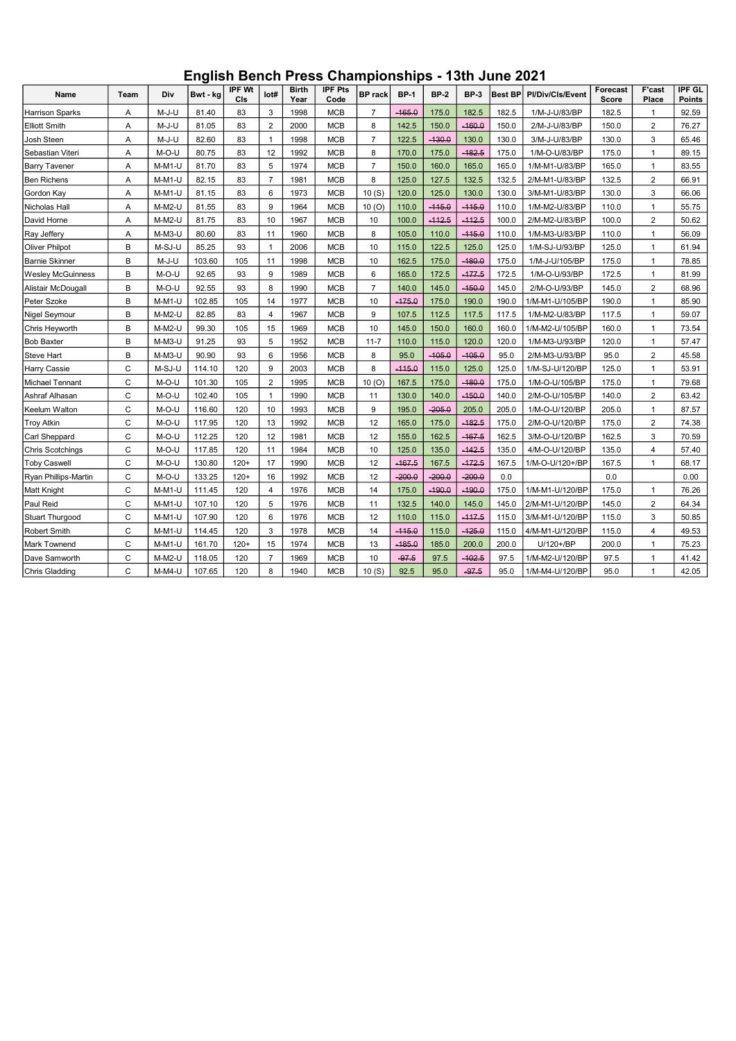# English Bench Press Championships - 13th June 2021

| Name | Team | Div | Bwt - kg | IPF Wt Cls | lot# | Birth Year | IPF Pts Code | BP rack | BP-1 | BP-2 | BP-3 | Best BP | Pl/Div/Cls/Event | Forecast Score | F'cast Place | IPF GL Points |
|---|---|---|---|---|---|---|---|---|---|---|---|---|---|---|---|---|
| Harrison Sparks | A | M-J-U | 81.40 | 83 | 3 | 1998 | MCB | 7 | ~~165.0~~ | 175.0 | 182.5 | 182.5 | 1/M-J-U/83/BP | 182.5 | 1 | 92.59 |
| Elliott Smith | A | M-J-U | 81.05 | 83 | 2 | 2000 | MCB | 8 | 142.5 | 150.0 | ~~160.0~~ | 150.0 | 2/M-J-U/83/BP | 150.0 | 2 | 76.27 |
| Josh Steen | A | M-J-U | 82.60 | 83 | 1 | 1998 | MCB | 7 | 122.5 | ~~130.0~~ | 130.0 | 130.0 | 3/M-J-U/83/BP | 130.0 | 3 | 65.46 |
| Sebastian Viteri | A | M-O-U | 80.75 | 83 | 12 | 1992 | MCB | 8 | 170.0 | 175.0 | ~~182.5~~ | 175.0 | 1/M-O-U/83/BP | 175.0 | 1 | 89.15 |
| Barry Tavener | A | M-M1-U | 81.70 | 83 | 5 | 1974 | MCB | 7 | 150.0 | 160.0 | 165.0 | 165.0 | 1/M-M1-U/83/BP | 165.0 | 1 | 83.55 |
| Ben Richens | A | M-M1-U | 82.15 | 83 | 7 | 1981 | MCB | 8 | 125.0 | 127.5 | 132.5 | 132.5 | 2/M-M1-U/83/BP | 132.5 | 2 | 66.91 |
| Gordon Kay | A | M-M1-U | 81.15 | 83 | 6 | 1973 | MCB | 10 (S) | 120.0 | 125.0 | 130.0 | 130.0 | 3/M-M1-U/83/BP | 130.0 | 3 | 66.06 |
| Nicholas Hall | A | M-M2-U | 81.55 | 83 | 9 | 1964 | MCB | 10 (O) | 110.0 | ~~115.0~~ | ~~115.0~~ | 110.0 | 1/M-M2-U/83/BP | 110.0 | 1 | 55.75 |
| David Horne | A | M-M2-U | 81.75 | 83 | 10 | 1967 | MCB | 10 | 100.0 | ~~112.5~~ | ~~112.5~~ | 100.0 | 2/M-M2-U/83/BP | 100.0 | 2 | 50.62 |
| Ray Jeffery | A | M-M3-U | 80.60 | 83 | 11 | 1960 | MCB | 8 | 105.0 | 110.0 | ~~115.0~~ | 110.0 | 1/M-M3-U/83/BP | 110.0 | 1 | 56.09 |
| Oliver Philpot | B | M-SJ-U | 85.25 | 93 | 1 | 2006 | MCB | 10 | 115.0 | 122.5 | 125.0 | 125.0 | 1/M-SJ-U/93/BP | 125.0 | 1 | 61.94 |
| Barnie Skinner | B | M-J-U | 103.60 | 105 | 11 | 1998 | MCB | 10 | 162.5 | 175.0 | ~~180.0~~ | 175.0 | 1/M-J-U/105/BP | 175.0 | 1 | 78.85 |
| Wesley McGuinness | B | M-O-U | 92.65 | 93 | 9 | 1989 | MCB | 6 | 165.0 | 172.5 | ~~177.5~~ | 172.5 | 1/M-O-U/93/BP | 172.5 | 1 | 81.99 |
| Alistair McDougall | B | M-O-U | 92.55 | 93 | 8 | 1990 | MCB | 7 | 140.0 | 145.0 | ~~150.0~~ | 145.0 | 2/M-O-U/93/BP | 145.0 | 2 | 68.96 |
| Peter Szoke | B | M-M1-U | 102.85 | 105 | 14 | 1977 | MCB | 10 | ~~175.0~~ | 175.0 | 190.0 | 190.0 | 1/M-M1-U/105/BP | 190.0 | 1 | 85.90 |
| Nigel Seymour | B | M-M2-U | 82.85 | 83 | 4 | 1967 | MCB | 9 | 107.5 | 112.5 | 117.5 | 117.5 | 1/M-M2-U/83/BP | 117.5 | 1 | 59.07 |
| Chris Heyworth | B | M-M2-U | 99.30 | 105 | 15 | 1969 | MCB | 10 | 145.0 | 150.0 | 160.0 | 160.0 | 1/M-M2-U/105/BP | 160.0 | 1 | 73.54 |
| Bob Baxter | B | M-M3-U | 91.25 | 93 | 5 | 1952 | MCB | 11-7 | 110.0 | 115.0 | 120.0 | 120.0 | 1/M-M3-U/93/BP | 120.0 | 1 | 57.47 |
| Steve Hart | B | M-M3-U | 90.90 | 93 | 6 | 1956 | MCB | 8 | 95.0 | ~~105.0~~ | ~~105.0~~ | 95.0 | 2/M-M3-U/93/BP | 95.0 | 2 | 45.58 |
| Harry Cassie | C | M-SJ-U | 114.10 | 120 | 9 | 2003 | MCB | 8 | ~~115.0~~ | 115.0 | 125.0 | 125.0 | 1/M-SJ-U/120/BP | 125.0 | 1 | 53.91 |
| Michael Tennant | C | M-O-U | 101.30 | 105 | 2 | 1995 | MCB | 10 (O) | 167.5 | 175.0 | ~~180.0~~ | 175.0 | 1/M-O-U/105/BP | 175.0 | 1 | 79.68 |
| Ashraf Alhasan | C | M-O-U | 102.40 | 105 | 1 | 1990 | MCB | 11 | 130.0 | 140.0 | ~~150.0~~ | 140.0 | 2/M-O-U/105/BP | 140.0 | 2 | 63.42 |
| Keelum Walton | C | M-O-U | 116.60 | 120 | 10 | 1993 | MCB | 9 | 195.0 | ~~205.0~~ | 205.0 | 205.0 | 1/M-O-U/120/BP | 205.0 | 1 | 87.57 |
| Troy Atkin | C | M-O-U | 117.95 | 120 | 13 | 1992 | MCB | 12 | 165.0 | 175.0 | ~~182.5~~ | 175.0 | 2/M-O-U/120/BP | 175.0 | 2 | 74.38 |
| Carl Sheppard | C | M-O-U | 112.25 | 120 | 12 | 1981 | MCB | 12 | 155.0 | 162.5 | ~~167.5~~ | 162.5 | 3/M-O-U/120/BP | 162.5 | 3 | 70.59 |
| Chris Scotchings | C | M-O-U | 117.85 | 120 | 11 | 1984 | MCB | 10 | 125.0 | 135.0 | ~~142.5~~ | 135.0 | 4/M-O-U/120/BP | 135.0 | 4 | 57.40 |
| Toby Caswell | C | M-O-U | 130.80 | 120+ | 17 | 1990 | MCB | 12 | ~~167.5~~ | 167.5 | ~~172.5~~ | 167.5 | 1/M-O-U/120+/BP | 167.5 | 1 | 68.17 |
| Ryan Phillips-Martin | C | M-O-U | 133.25 | 120+ | 16 | 1992 | MCB | 12 | ~~200.0~~ | ~~200.0~~ | ~~200.0~~ | 0.0 | | 0.0 | | 0.00 |
| Matt Knight | C | M-M1-U | 111.45 | 120 | 4 | 1976 | MCB | 14 | 175.0 | ~~190.0~~ | ~~190.0~~ | 175.0 | 1/M-M1-U/120/BP | 175.0 | 1 | 76.26 |
| Paul Reid | C | M-M1-U | 107.10 | 120 | 5 | 1976 | MCB | 11 | 132.5 | 140.0 | 145.0 | 145.0 | 2/M-M1-U/120/BP | 145.0 | 2 | 64.34 |
| Stuart Thurgood | C | M-M1-U | 107.90 | 120 | 6 | 1976 | MCB | 12 | 110.0 | 115.0 | ~~117.5~~ | 115.0 | 3/M-M1-U/120/BP | 115.0 | 3 | 50.85 |
| Robert Smith | C | M-M1-U | 114.45 | 120 | 3 | 1978 | MCB | 14 | ~~115.0~~ | 115.0 | ~~125.0~~ | 115.0 | 4/M-M1-U/120/BP | 115.0 | 4 | 49.53 |
| Mark Townend | C | M-M1-U | 161.70 | 120+ | 15 | 1974 | MCB | 13 | ~~185.0~~ | 185.0 | 200.0 | 200.0 | U/120+/BP | 200.0 | 1 | 75.23 |
| Dave Samworth | C | M-M2-U | 118.05 | 120 | 7 | 1969 | MCB | 10 | ~~97.5~~ | 97.5 | ~~102.5~~ | 97.5 | 1/M-M2-U/120/BP | 97.5 | 1 | 41.42 |
| Chris Gladding | C | M-M4-U | 107.65 | 120 | 8 | 1940 | MCB | 10 (S) | 92.5 | 95.0 | ~~97.5~~ | 95.0 | 1/M-M4-U/120/BP | 95.0 | 1 | 42.05 |